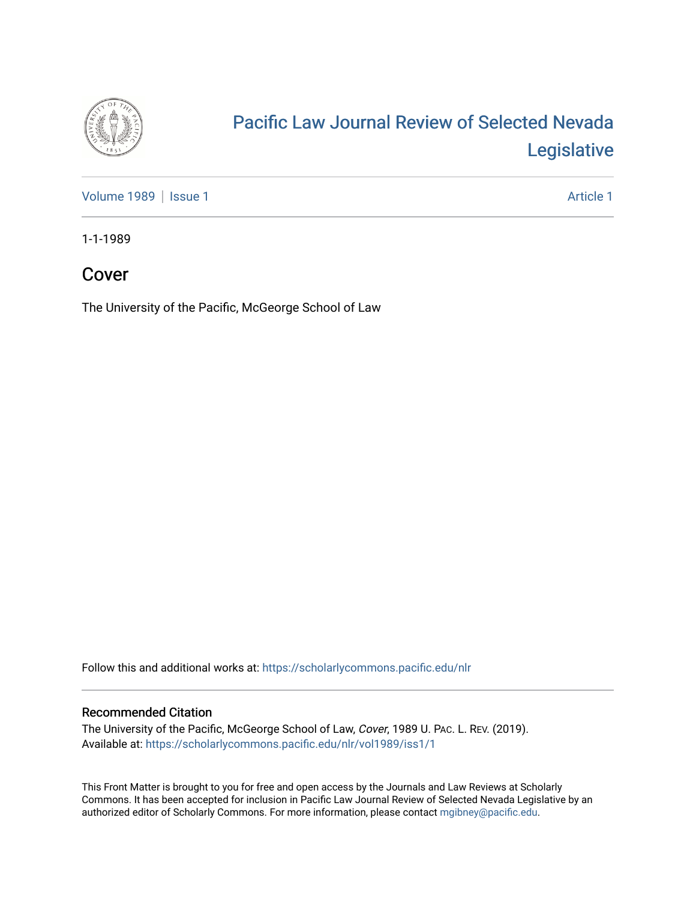# Pacific Law Journal Review of Selected Nevada Legislative

Volume 1989 | Issue 1 Article 1

1-1-1989

## Cover

The University of the Pacific, McGeorge School of Law

Follow this and additional works at: https://scholarlycommons.pacific.edu/nlr

### Recommended Citation

The University of the Pacific, McGeorge School of Law, *Cover*, 1989 U. PAC. L. REV. (2019).
Available at: https://scholarlycommons.pacific.edu/nlr/vol1989/iss1/1

This Front Matter is brought to you for free and open access by the Journals and Law Reviews at Scholarly Commons. It has been accepted for inclusion in Pacific Law Journal Review of Selected Nevada Legislative by an authorized editor of Scholarly Commons. For more information, please contact mgibney@pacific.edu.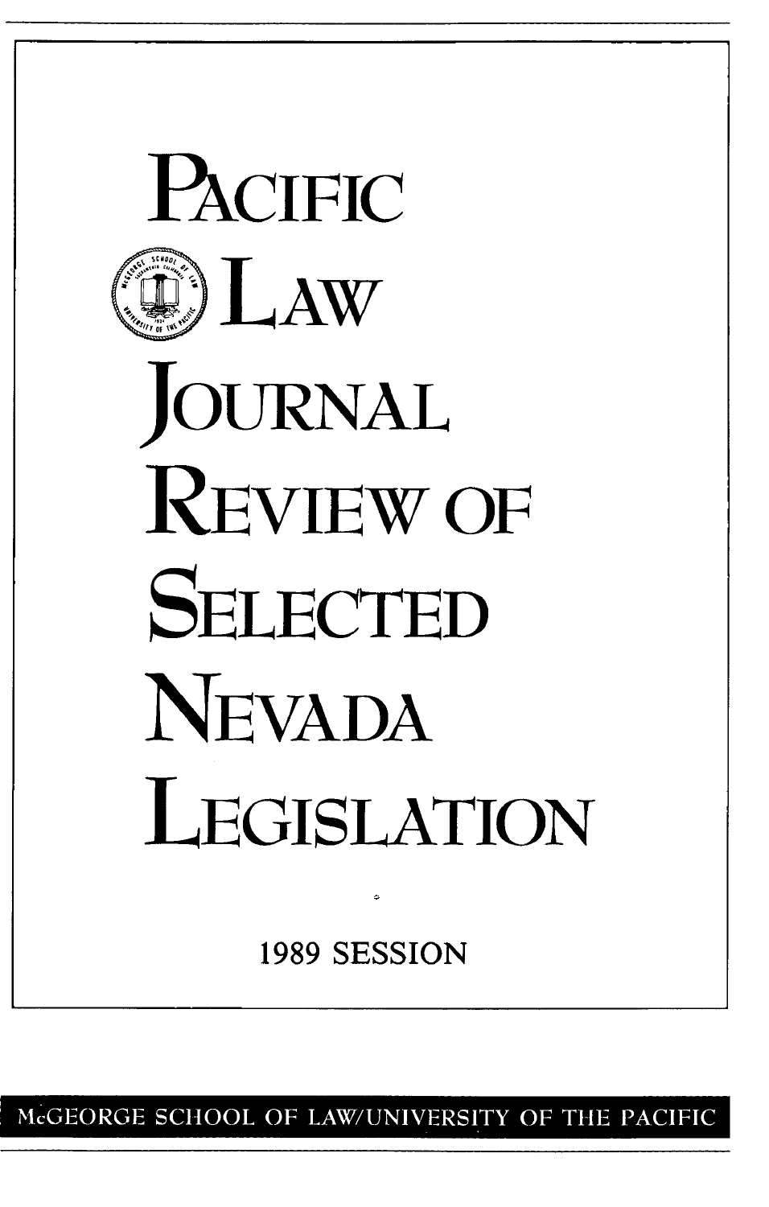# PACIFIC LAW JOURNAL REVIEW OF SELECTED NEVADA LEGISLATION

1989 SESSION

McGEORGE SCHOOL OF LAW/UNIVERSITY OF THE PACIFIC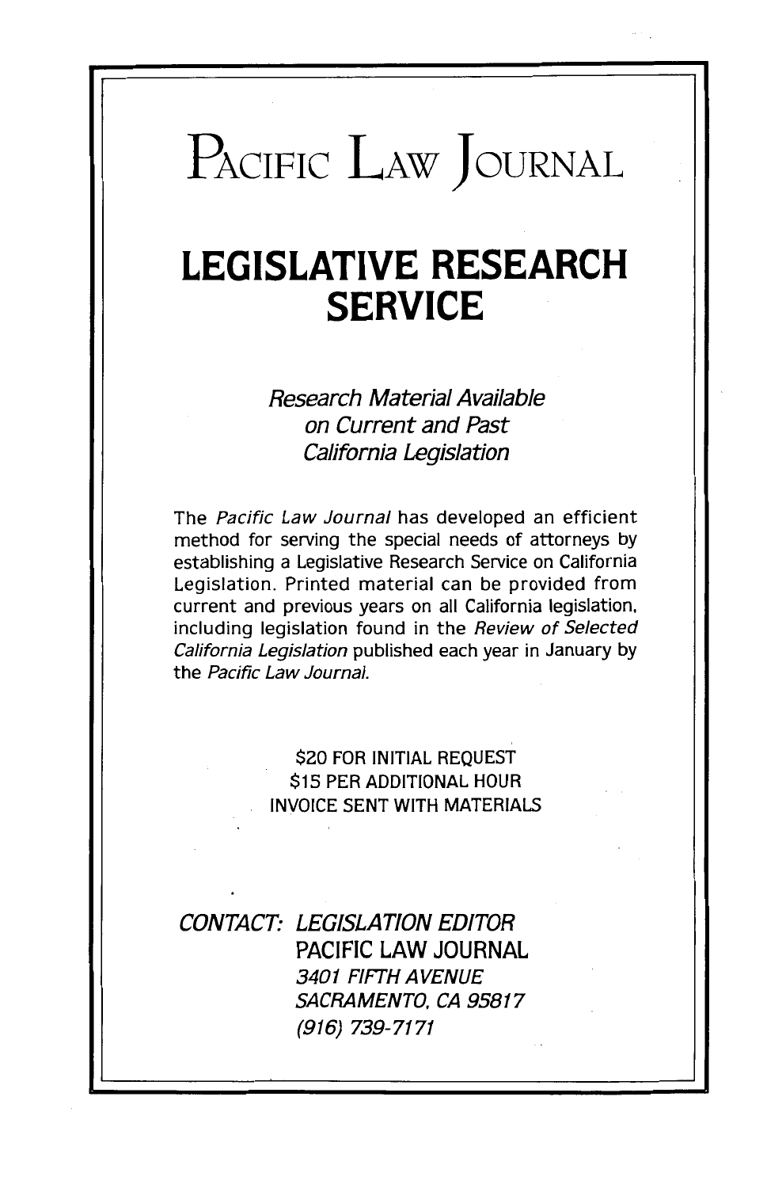# Pacific Law Journal

## LEGISLATIVE RESEARCH SERVICE

### *Research Material Available on Current and Past California Legislation*

The *Pacific Law Journal* has developed an efficient method for serving the special needs of attorneys by establishing a Legislative Research Service on California Legislation. Printed material can be provided from current and previous years on all California legislation, including legislation found in the *Review of Selected California Legislation* published each year in January by the *Pacific Law Journal.*

$20 FOR INITIAL REQUEST
$15 PER ADDITIONAL HOUR
INVOICE SENT WITH MATERIALS

*CONTACT:* *LEGISLATION EDITOR*
PACIFIC LAW JOURNAL
*3401 FIFTH AVENUE*
*SACRAMENTO, CA 95817*
*(916) 739-7171*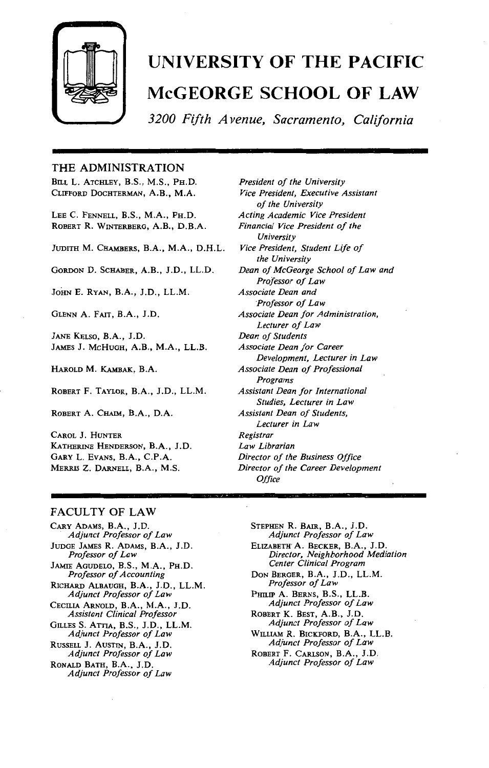# UNIVERSITY OF THE PACIFIC

# McGEORGE SCHOOL OF LAW

*3200 Fifth Avenue, Sacramento, California*

## THE ADMINISTRATION

| | |
|---|---|
| BILL L. ATCHLEY, B.S., M.S., PH.D. | *President of the University* |
| CLIFFORD DOCHTERMAN, A.B., M.A. | *Vice President, Executive Assistant of the University* |
| LEE C. FENNELL, B.S., M.A., PH.D. | *Acting Academic Vice President* |
| ROBERT R. WINTERBERG, A.B., D.B.A. | *Financial Vice President of the University* |
| JUDITH M. CHAMBERS, B.A., M.A., D.H.L. | *Vice President, Student Life of the University* |
| GORDON D. SCHABER, A.B., J.D., LL.D. | *Dean of McGeorge School of Law and Professor of Law* |
| JOHN E. RYAN, B.A., J.D., LL.M. | *Associate Dean and Professor of Law* |
| GLENN A. FAIT, B.A., J.D. | *Associate Dean for Administration, Lecturer of Law* |
| JANE KELSO, B.A., J.D. | *Dean of Students* |
| JAMES J. MCHUGH, A.B., M.A., LL.B. | *Associate Dean for Career Development, Lecturer in Law* |
| HAROLD M. KAMBAK, B.A. | *Associate Dean of Professional Programs* |
| ROBERT F. TAYLOR, B.A., J.D., LL.M. | *Assistant Dean for International Studies, Lecturer in Law* |
| ROBERT A. CHAIM, B.A., D.A. | *Assistant Dean of Students, Lecturer in Law* |
| CAROL J. HUNTER | *Registrar* |
| KATHERINE HENDERSON, B.A., J.D. | *Law Librarian* |
| GARY L. EVANS, B.A., C.P.A. | *Director of the Business Office* |
| MERRIS Z. DARNELL, B.A., M.S. | *Director of the Career Development Office* |

## FACULTY OF LAW

CARY ADAMS, B.A., J.D.
*Adjunct Professor of Law*

JUDGE JAMES R. ADAMS, B.A., J.D.
*Professor of Law*

JAMIE AGUDELO, B.S., M.A., PH.D.
*Professor of Accounting*

RICHARD ALBAUGH, B.A., J.D., LL.M.
*Adjunct Professor of Law*

CECILIA ARNOLD, B.A., M.A., J.D.
*Assistant Clinical Professor*

GILLES S. ATTIA, B.S., J.D., LL.M.
*Adjunct Professor of Law*

RUSSELL J. AUSTIN, B.A., J.D.
*Adjunct Professor of Law*

RONALD BATH, B.A., J.D.
*Adjunct Professor of Law*

STEPHEN R. BAIR, B.A., J.D.
*Adjunct Professor of Law*

ELIZABETH A. BECKER, B.A., J.D.
*Director, Neighborhood Mediation Center Clinical Program*

DON BERGER, B.A., J.D., LL.M.
*Professor of Law*

PHILIP A. BERNS, B.S., LL.B.
*Adjunct Professor of Law*

ROBERT K. BEST, A.B., J.D.
*Adjunct Professor of Law*

WILLIAM R. BICKFORD, B.A., LL.B.
*Adjunct Professor of Law*

ROBERT F. CARLSON, B.A., J.D.
*Adjunct Professor of Law*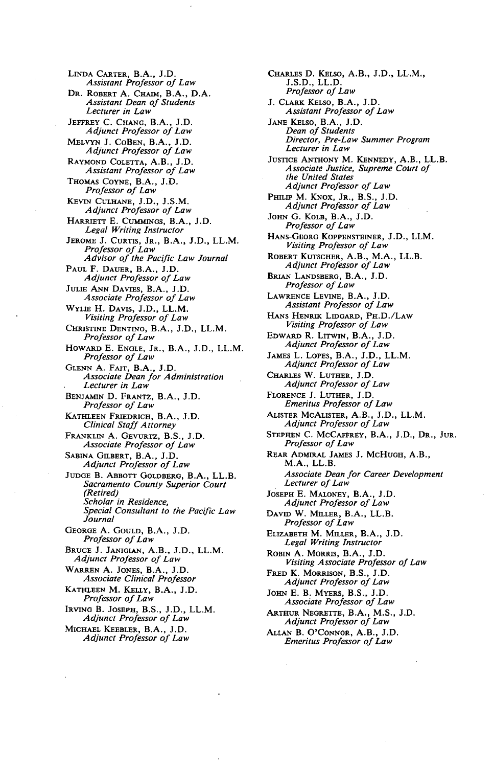LINDA CARTER, B.A., J.D.
*Assistant Professor of Law*

DR. ROBERT A. CHAIM, B.A., D.A.
*Assistant Dean of Students*
*Lecturer in Law*

JEFFREY C. CHANG, B.A., J.D.
*Adjunct Professor of Law*

MELVYN J. COBEN, B.A., J.D.
*Adjunct Professor of Law*

RAYMOND COLETTA, A.B., J.D.
*Assistant Professor of Law*

THOMAS COYNE, B.A., J.D.
*Professor of Law*

KEVIN CULHANE, J.D., J.S.M.
*Adjunct Professor of Law*

HARRIETT E. CUMMINGS, B.A., J.D.
*Legal Writing Instructor*

JEROME J. CURTIS, JR., B.A., J.D., LL.M.
*Professor of Law*
*Advisor of the Pacific Law Journal*

PAUL F. DAUER, B.A., J.D.
*Adjunct Professor of Law*

JULIE ANN DAVIES, B.A., J.D.
*Associate Professor of Law*

WYLIE H. DAVIS, J.D., LL.M.
*Visiting Professor of Law*

CHRISTINE DENTINO, B.A., J.D., LL.M.
*Professor of Law*

HOWARD E. ENGLE, JR., B.A., J.D., LL.M.
*Professor of Law*

GLENN A. FAIT, B.A., J.D.
*Associate Dean for Administration*
*Lecturer in Law*

BENJAMIN D. FRANTZ, B.A., J.D.
*Professor of Law*

KATHLEEN FRIEDRICH, B.A., J.D.
*Clinical Staff Attorney*

FRANKLIN A. GEVURTZ, B.S., J.D.
*Associate Professor of Law*

SABINA GILBERT, B.A., J.D.
*Adjunct Professor of Law*

JUDGE B. ABBOTT GOLDBERG, B.A., LL.B.
*Sacramento County Superior Court (Retired)*
*Scholar in Residence,*
*Special Consultant to the Pacific Law Journal*

GEORGE A. GOULD, B.A., J.D.
*Professor of Law*

BRUCE J. JANIGIAN, A.B., J.D., LL.M.
*Adjunct Professor of Law*

WARREN A. JONES, B.A., J.D.
*Associate Clinical Professor*

KATHLEEN M. KELLY, B.A., J.D.
*Professor of Law*

IRVING B. JOSEPH, B.S., J.D., LL.M.
*Adjunct Professor of Law*

MICHAEL KEEBLER, B.A., J.D.
*Adjunct Professor of Law*

CHARLES D. KELSO, A.B., J.D., LL.M., J.S.D., LL.D.
*Professor of Law*

J. CLARK KELSO, B.A., J.D.
*Assistant Professor of Law*

JANE KELSO, B.A., J.D.
*Dean of Students*
*Director, Pre-Law Summer Program*
*Lecturer in Law*

JUSTICE ANTHONY M. KENNEDY, A.B., LL.B.
*Associate Justice, Supreme Court of the United States*
*Adjunct Professor of Law*

PHILIP M. KNOX, JR., B.S., J.D.
*Adjunct Professor of Law*

JOHN G. KOLB, B.A., J.D.
*Professor of Law*

HANS-GEORG KOPPENSTEINER, J.D., LLM.
*Visiting Professor of Law*

ROBERT KUTSCHER, A.B., M.A., LL.B.
*Adjunct Professor of Law*

BRIAN LANDSBERG, B.A., J.D.
*Professor of Law*

LAWRENCE LEVINE, B.A., J.D.
*Assistant Professor of Law*

HANS HENRIK LIDGARD, PH.D./LAW
*Visiting Professor of Law*

EDWARD R. LITWIN, B.A., J.D.
*Adjunct Professor of Law*

JAMES L. LOPES, B.A., J.D., LL.M.
*Adjunct Professor of Law*

CHARLES W. LUTHER, J.D.
*Adjunct Professor of Law*

FLORENCE J. LUTHER, J.D.
*Emeritus Professor of Law*

ALISTER MCALISTER, A.B., J.D., LL.M.
*Adjunct Professor of Law*

STEPHEN C. MCCAFFREY, B.A., J.D., DR., JUR.
*Professor of Law*

REAR ADMIRAL JAMES J. MCHUGH, A.B., M.A., LL.B.
*Associate Dean for Career Development*
*Lecturer of Law*

JOSEPH E. MALONEY, B.A., J.D.
*Adjunct Professor of Law*

DAVID W. MILLER, B.A., LL.B.
*Professor of Law*

ELIZABETH M. MILLER, B.A., J.D.
*Legal Writing Instructor*

ROBIN A. MORRIS, B.A., J.D.
*Visiting Associate Professor of Law*

FRED K. MORRISON, B.S., J.D.
*Adjunct Professor of Law*

JOHN E. B. MYERS, B.S., J.D.
*Associate Professor of Law*

ARTHUR NEGRETTE, B.A., M.S., J.D.
*Adjunct Professor of Law*

ALLAN B. O'CONNOR, A.B., J.D.
*Emeritus Professor of Law*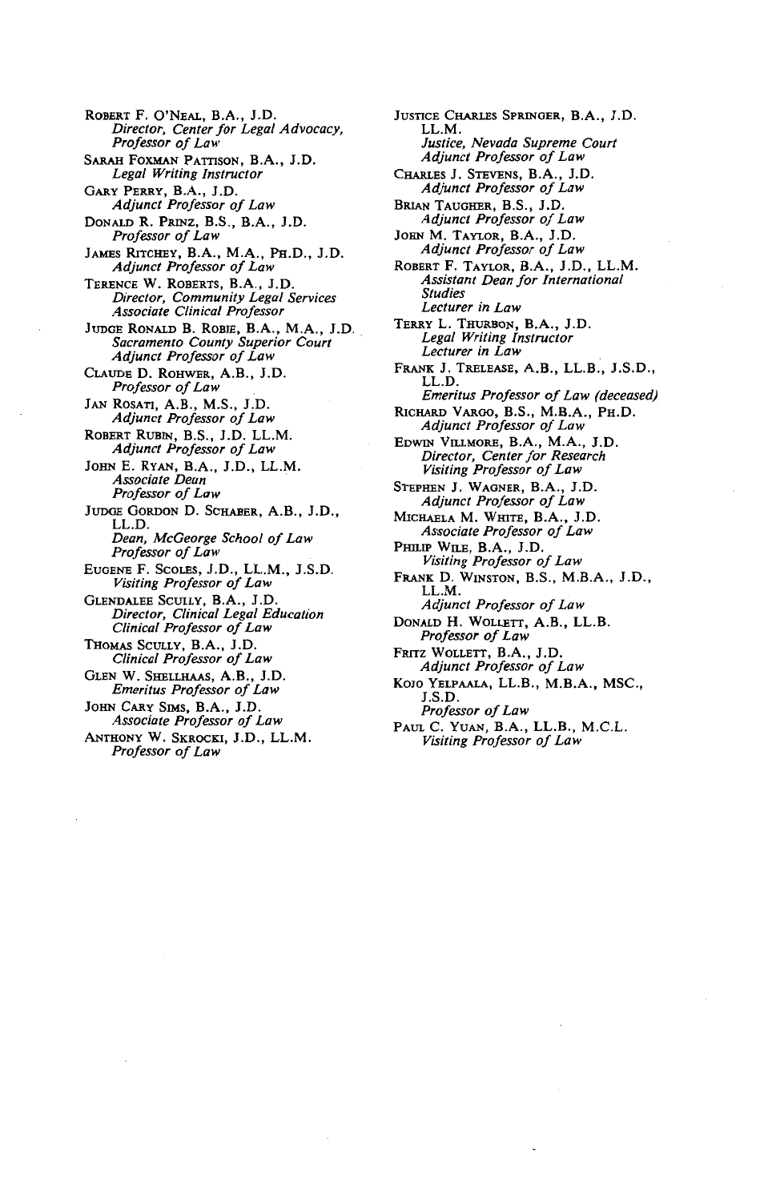ROBERT F. O'NEAL, B.A., J.D.
*Director, Center for Legal Advocacy,*
*Professor of Law*

SARAH FOXMAN PATTISON, B.A., J.D.
*Legal Writing Instructor*

GARY PERRY, B.A., J.D.
*Adjunct Professor of Law*

DONALD R. PRINZ, B.S., B.A., J.D.
*Professor of Law*

JAMES RITCHEY, B.A., M.A., PH.D., J.D.
*Adjunct Professor of Law*

TERENCE W. ROBERTS, B.A., J.D.
*Director, Community Legal Services*
*Associate Clinical Professor*

JUDGE RONALD B. ROBIE, B.A., M.A., J.D.
*Sacramento County Superior Court*
*Adjunct Professor of Law*

CLAUDE D. ROHWER, A.B., J.D.
*Professor of Law*

JAN ROSATI, A.B., M.S., J.D.
*Adjunct Professor of Law*

ROBERT RUBIN, B.S., J.D. LL.M.
*Adjunct Professor of Law*

JOHN E. RYAN, B.A., J.D., LL.M.
*Associate Dean*
*Professor of Law*

JUDGE GORDON D. SCHABER, A.B., J.D., LL.D.
*Dean, McGeorge School of Law*
*Professor of Law*

EUGENE F. SCOLES, J.D., LL.M., J.S.D.
*Visiting Professor of Law*

GLENDALEE SCULLY, B.A., J.D.
*Director, Clinical Legal Education*
*Clinical Professor of Law*

THOMAS SCULLY, B.A., J.D.
*Clinical Professor of Law*

GLEN W. SHELLHAAS, A.B., J.D.
*Emeritus Professor of Law*

JOHN CARY SIMS, B.A., J.D.
*Associate Professor of Law*

ANTHONY W. SKROCKI, J.D., LL.M.
*Professor of Law*

JUSTICE CHARLES SPRINGER, B.A., J.D. LL.M.
*Justice, Nevada Supreme Court*
*Adjunct Professor of Law*

CHARLES J. STEVENS, B.A., J.D.
*Adjunct Professor of Law*

BRIAN TAUGHER, B.S., J.D.
*Adjunct Professor of Law*

JOHN M. TAYLOR, B.A., J.D.
*Adjunct Professor of Law*

ROBERT F. TAYLOR, B.A., J.D., LL.M.
*Assistant Dean for International Studies*
*Lecturer in Law*

TERRY L. THURBON, B.A., J.D.
*Legal Writing Instructor*
*Lecturer in Law*

FRANK J. TRELEASE, A.B., LL.B., J.S.D., LL.D.
*Emeritus Professor of Law (deceased)*

RICHARD VARGO, B.S., M.B.A., PH.D.
*Adjunct Professor of Law*

EDWIN VILLMORE, B.A., M.A., J.D.
*Director, Center for Research*
*Visiting Professor of Law*

STEPHEN J. WAGNER, B.A., J.D.
*Adjunct Professor of Law*

MICHAELA M. WHITE, B.A., J.D.
*Associate Professor of Law*

PHILIP WILE, B.A., J.D.
*Visiting Professor of Law*

FRANK D. WINSTON, B.S., M.B.A., J.D., LL.M.
*Adjunct Professor of Law*

DONALD H. WOLLETT, A.B., LL.B.
*Professor of Law*

FRITZ WOLLETT, B.A., J.D.
*Adjunct Professor of Law*

KOJO YELPAALA, LL.B., M.B.A., MSC., J.S.D.
*Professor of Law*

PAUL C. YUAN, B.A., LL.B., M.C.L.
*Visiting Professor of Law*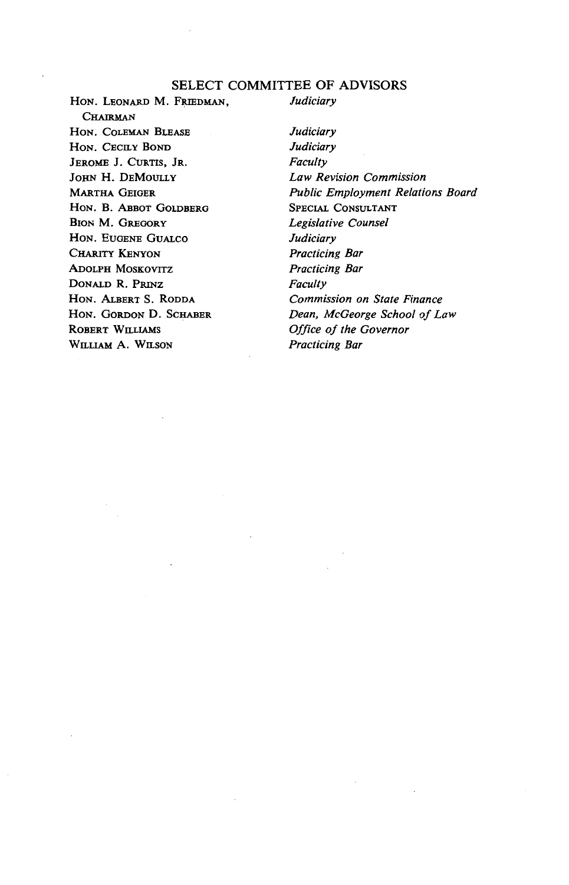## SELECT COMMITTEE OF ADVISORS

| | |
|---|---|
| HON. LEONARD M. FRIEDMAN, CHAIRMAN | *Judiciary* |
| HON. COLEMAN BLEASE | *Judiciary* |
| HON. CECILY BOND | *Judiciary* |
| JEROME J. CURTIS, JR. | *Faculty* |
| JOHN H. DEMOULLY | *Law Revision Commission* |
| MARTHA GEIGER | *Public Employment Relations Board* |
| HON. B. ABBOT GOLDBERG | SPECIAL CONSULTANT |
| BION M. GREGORY | *Legislative Counsel* |
| HON. EUGENE GUALCO | *Judiciary* |
| CHARITY KENYON | *Practicing Bar* |
| ADOLPH MOSKOVITZ | *Practicing Bar* |
| DONALD R. PRINZ | *Faculty* |
| HON. ALBERT S. RODDA | *Commission on State Finance* |
| HON. GORDON D. SCHABER | *Dean, McGeorge School of Law* |
| ROBERT WILLIAMS | *Office of the Governor* |
| WILLIAM A. WILSON | *Practicing Bar* |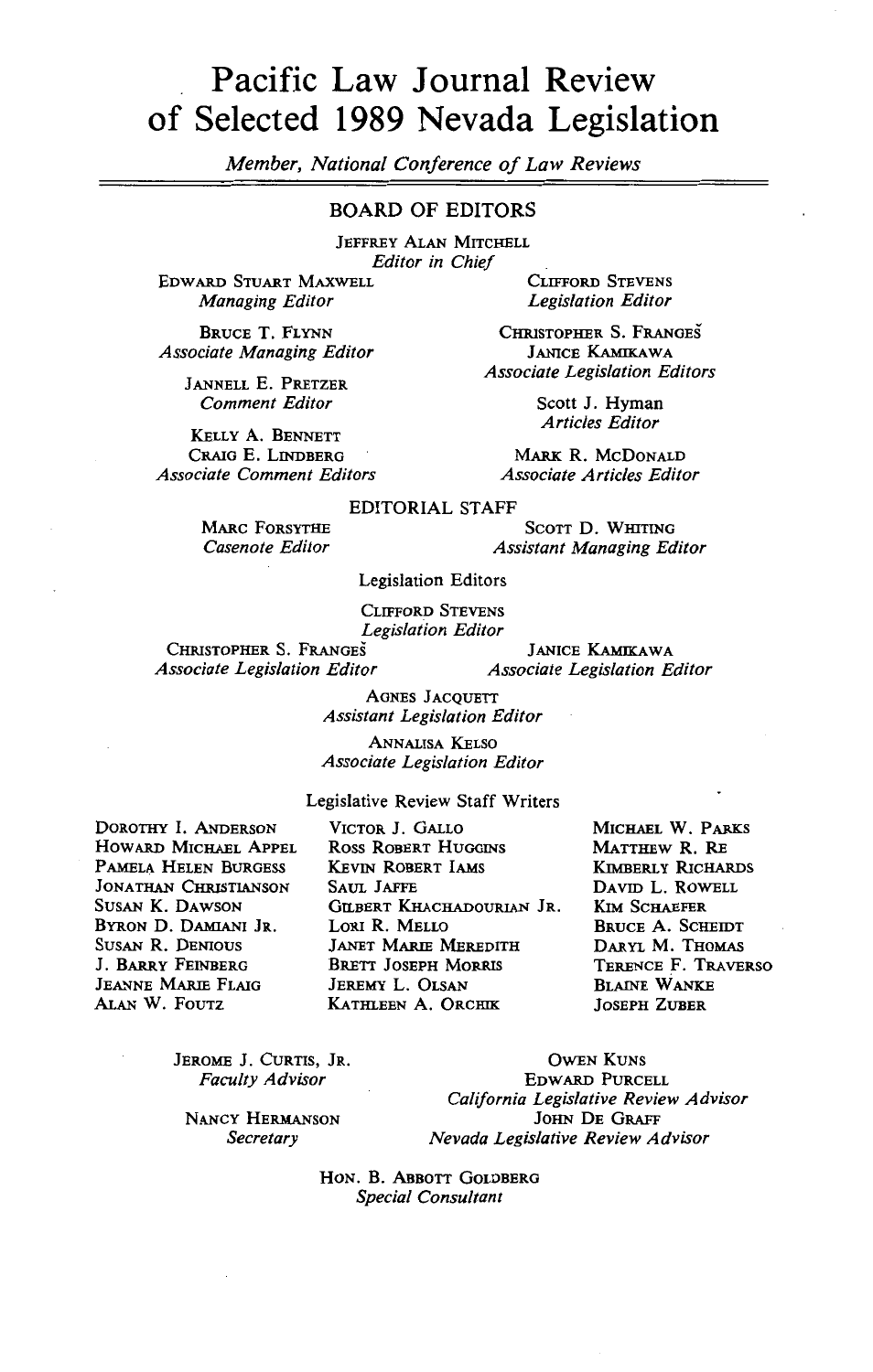# Pacific Law Journal Review of Selected 1989 Nevada Legislation

*Member, National Conference of Law Reviews*

## BOARD OF EDITORS

JEFFREY ALAN MITCHELL
*Editor in Chief*

EDWARD STUART MAXWELL
*Managing Editor*

BRUCE T. FLYNN
*Associate Managing Editor*

JANNELL E. PRETZER
*Comment Editor*

KELLY A. BENNETT
CRAIG E. LINDBERG
*Associate Comment Editors*

CLIFFORD STEVENS
*Legislation Editor*

CHRISTOPHER S. FRANGEŠ
JANICE KAMIKAWA
*Associate Legislation Editors*

Scott J. Hyman
*Articles Editor*

MARK R. MCDONALD
*Associate Articles Editor*

## EDITORIAL STAFF

MARC FORSYTHE
*Casenote Editor*

SCOTT D. WHITING
*Assistant Managing Editor*

### Legislation Editors

CLIFFORD STEVENS
*Legislation Editor*

CHRISTOPHER S. FRANGEŠ
*Associate Legislation Editor*

JANICE KAMIKAWA
*Associate Legislation Editor*

AGNES JACQUETT
*Assistant Legislation Editor*

ANNALISA KELSO
*Associate Legislation Editor*

### Legislative Review Staff Writers

DOROTHY I. ANDERSON
HOWARD MICHAEL APPEL
PAMELA HELEN BURGESS
JONATHAN CHRISTIANSON
SUSAN K. DAWSON
BYRON D. DAMIANI JR.
SUSAN R. DENIOUS
J. BARRY FEINBERG
JEANNE MARIE FLAIG
ALAN W. FOUTZ
VICTOR J. GALLO
ROSS ROBERT HUGGINS
KEVIN ROBERT IAMS
SAUL JAFFE
GILBERT KHACHADOURIAN JR.
LORI R. MELLO
JANET MARIE MEREDITH
BRETT JOSEPH MORRIS
JEREMY L. OLSAN
KATHLEEN A. ORCHIK
MICHAEL W. PARKS
MATTHEW R. RE
KIMBERLY RICHARDS
DAVID L. ROWELL
KIM SCHAEFER
BRUCE A. SCHEIDT
DARYL M. THOMAS
TERENCE F. TRAVERSO
BLAINE WANKE
JOSEPH ZUBER

JEROME J. CURTIS, JR.
*Faculty Advisor*

NANCY HERMANSON
*Secretary*

OWEN KUNS
EDWARD PURCELL
*California Legislative Review Advisor*

JOHN DE GRAFF
*Nevada Legislative Review Advisor*

HON. B. ABBOTT GOLDBERG
*Special Consultant*